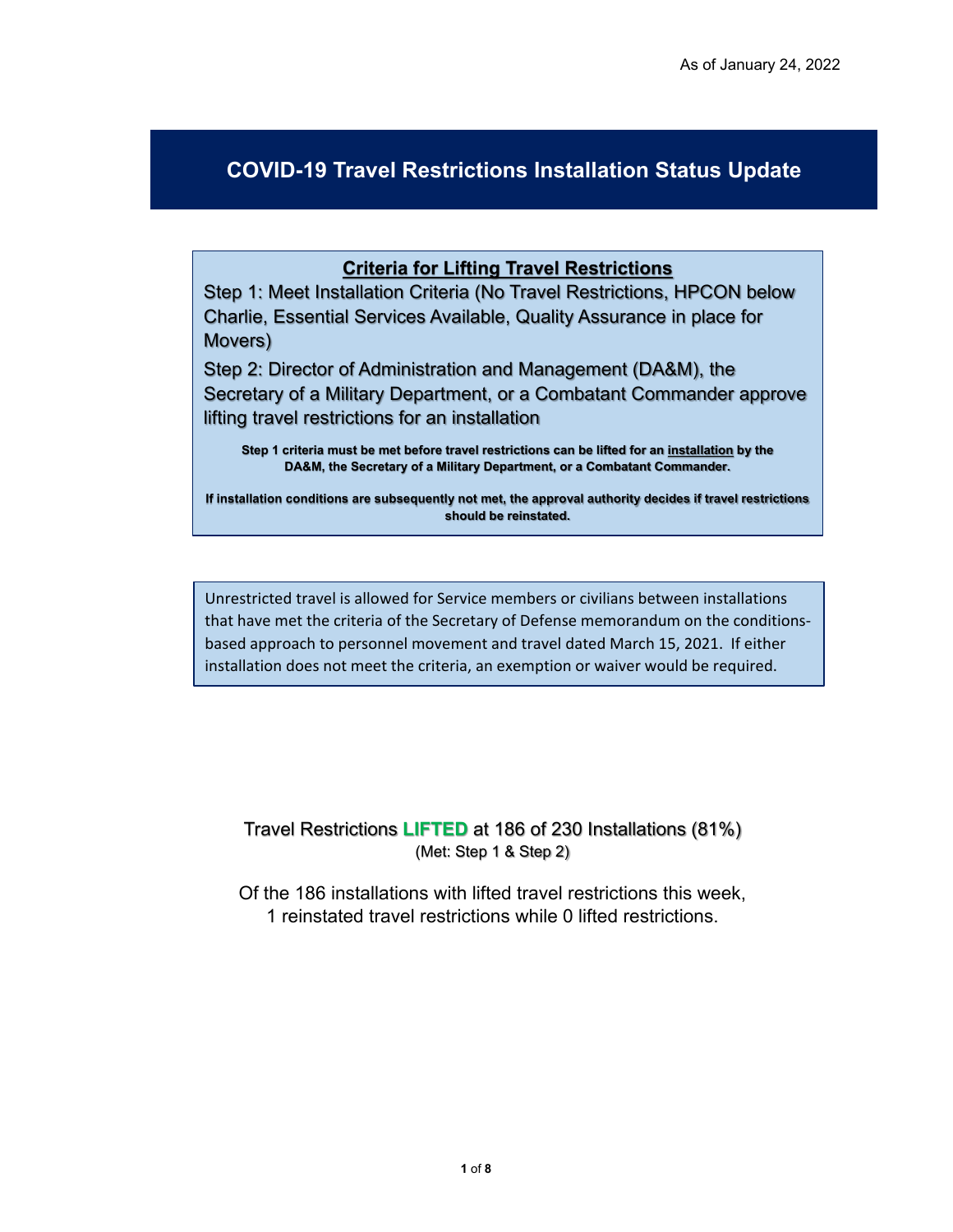As of January 24, 2022

# COVID-19 Travel Restrictions Installation Status Update

## Criteria for Lifting Travel Restrictions

Step 1: Meet Installation Criteria (No Travel Restrictions, HPCON below Charlie, Essential Services Available, Quality Assurance in place for Movers)

Step 2: Director of Administration and Management (DA&M), the Secretary of a Military Department, or a Combatant Commander approve lifting travel restrictions for an installation

**Step 1 criteria must be met before travel restrictions can be lifted for an installation by the DA&M, the Secretary of a Military Department, or a Combatant Commander.**

**If installation conditions are subsequently not met, the approval authority decides if travel restrictions should be reinstated.**

Unrestricted travel is allowed for Service members or civilians between installations that have met the criteria of the Secretary of Defense memorandum on the conditions-based approach to personnel movement and travel dated March 15, 2021. If either installation does not meet the criteria, an exemption or waiver would be required.

Travel Restrictions **LIFTED** at 186 of 230 Installations (81%)
(Met: Step 1 & Step 2)

Of the 186 installations with lifted travel restrictions this week, 1 reinstated travel restrictions while 0 lifted restrictions.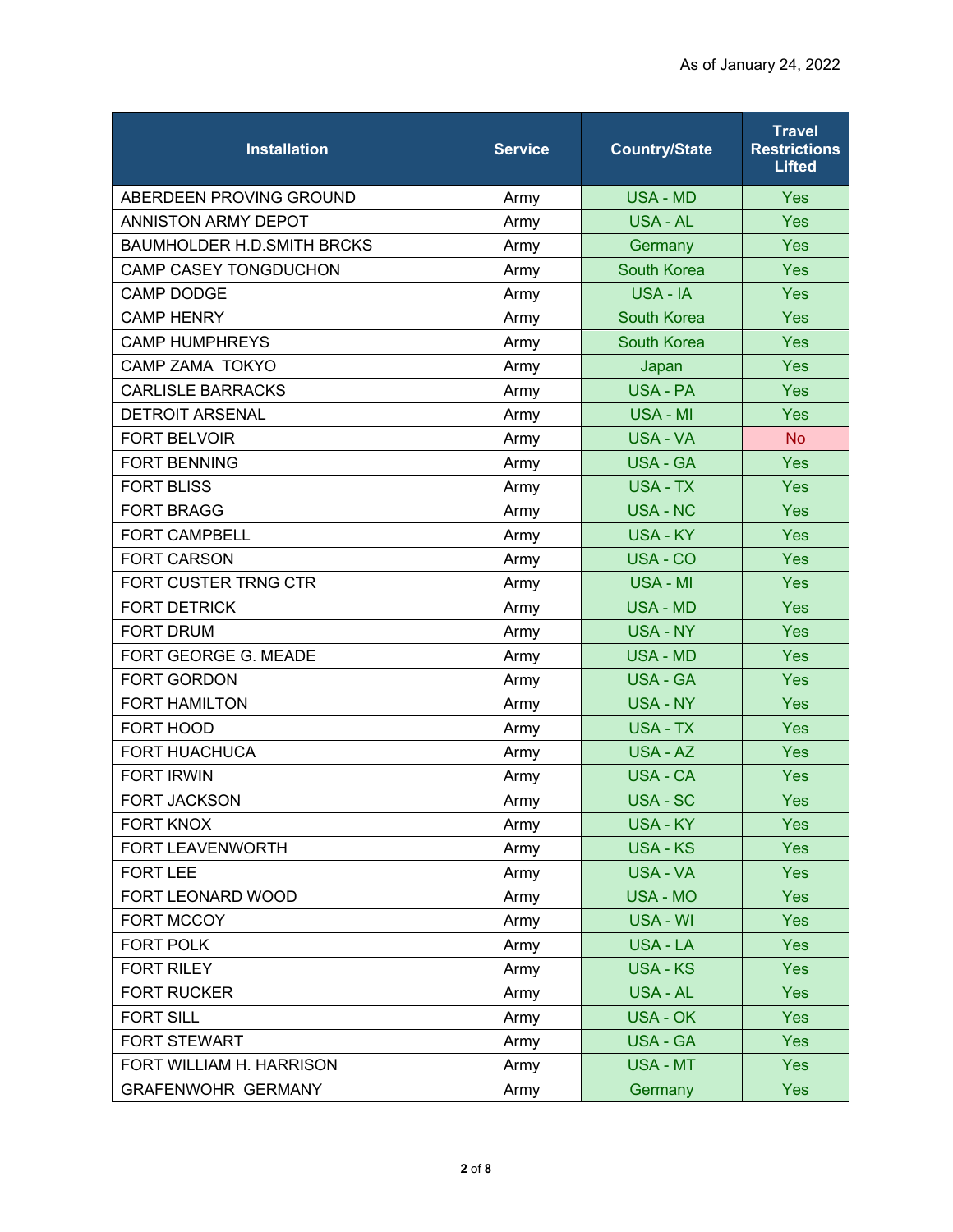As of January 24, 2022

| Installation | Service | Country/State | Travel Restrictions Lifted |
|---|---|---|---|
| ABERDEEN PROVING GROUND | Army | USA - MD | Yes |
| ANNISTON ARMY DEPOT | Army | USA - AL | Yes |
| BAUMHOLDER H.D.SMITH BRCKS | Army | Germany | Yes |
| CAMP CASEY TONGDUCHON | Army | South Korea | Yes |
| CAMP DODGE | Army | USA - IA | Yes |
| CAMP HENRY | Army | South Korea | Yes |
| CAMP HUMPHREYS | Army | South Korea | Yes |
| CAMP ZAMA TOKYO | Army | Japan | Yes |
| CARLISLE BARRACKS | Army | USA - PA | Yes |
| DETROIT ARSENAL | Army | USA - MI | Yes |
| FORT BELVOIR | Army | USA - VA | No |
| FORT BENNING | Army | USA - GA | Yes |
| FORT BLISS | Army | USA - TX | Yes |
| FORT BRAGG | Army | USA - NC | Yes |
| FORT CAMPBELL | Army | USA - KY | Yes |
| FORT CARSON | Army | USA - CO | Yes |
| FORT CUSTER TRNG CTR | Army | USA - MI | Yes |
| FORT DETRICK | Army | USA - MD | Yes |
| FORT DRUM | Army | USA - NY | Yes |
| FORT GEORGE G. MEADE | Army | USA - MD | Yes |
| FORT GORDON | Army | USA - GA | Yes |
| FORT HAMILTON | Army | USA - NY | Yes |
| FORT HOOD | Army | USA - TX | Yes |
| FORT HUACHUCA | Army | USA - AZ | Yes |
| FORT IRWIN | Army | USA - CA | Yes |
| FORT JACKSON | Army | USA - SC | Yes |
| FORT KNOX | Army | USA - KY | Yes |
| FORT LEAVENWORTH | Army | USA - KS | Yes |
| FORT LEE | Army | USA - VA | Yes |
| FORT LEONARD WOOD | Army | USA - MO | Yes |
| FORT MCCOY | Army | USA - WI | Yes |
| FORT POLK | Army | USA - LA | Yes |
| FORT RILEY | Army | USA - KS | Yes |
| FORT RUCKER | Army | USA - AL | Yes |
| FORT SILL | Army | USA - OK | Yes |
| FORT STEWART | Army | USA - GA | Yes |
| FORT WILLIAM H. HARRISON | Army | USA - MT | Yes |
| GRAFENWOHR GERMANY | Army | Germany | Yes |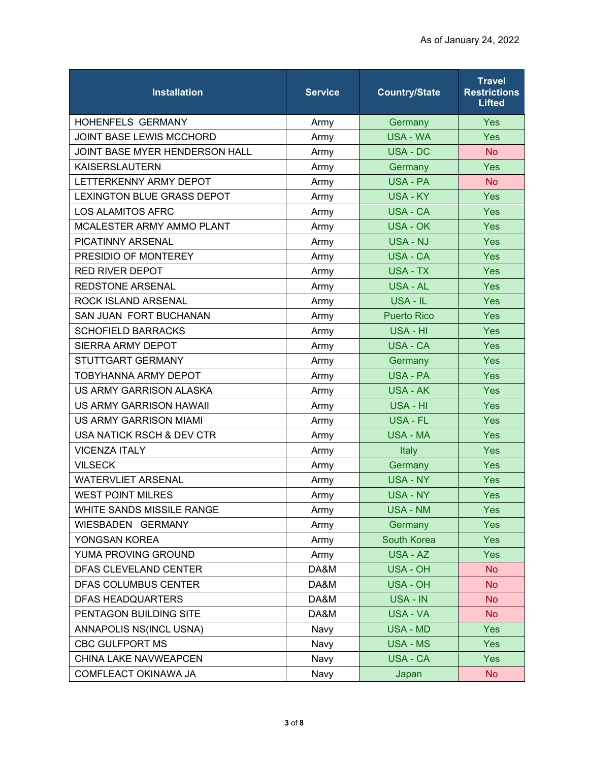As of January 24, 2022

| Installation | Service | Country/State | Travel Restrictions Lifted |
|---|---|---|---|
| HOHENFELS GERMANY | Army | Germany | Yes |
| JOINT BASE LEWIS MCCHORD | Army | USA - WA | Yes |
| JOINT BASE MYER HENDERSON HALL | Army | USA - DC | No |
| KAISERSLAUTERN | Army | Germany | Yes |
| LETTERKENNY ARMY DEPOT | Army | USA - PA | No |
| LEXINGTON BLUE GRASS DEPOT | Army | USA - KY | Yes |
| LOS ALAMITOS AFRC | Army | USA - CA | Yes |
| MCALESTER ARMY AMMO PLANT | Army | USA - OK | Yes |
| PICATINNY ARSENAL | Army | USA - NJ | Yes |
| PRESIDIO OF MONTEREY | Army | USA - CA | Yes |
| RED RIVER DEPOT | Army | USA - TX | Yes |
| REDSTONE ARSENAL | Army | USA - AL | Yes |
| ROCK ISLAND ARSENAL | Army | USA - IL | Yes |
| SAN JUAN FORT BUCHANAN | Army | Puerto Rico | Yes |
| SCHOFIELD BARRACKS | Army | USA - HI | Yes |
| SIERRA ARMY DEPOT | Army | USA - CA | Yes |
| STUTTGART GERMANY | Army | Germany | Yes |
| TOBYHANNA ARMY DEPOT | Army | USA - PA | Yes |
| US ARMY GARRISON ALASKA | Army | USA - AK | Yes |
| US ARMY GARRISON HAWAII | Army | USA - HI | Yes |
| US ARMY GARRISON MIAMI | Army | USA - FL | Yes |
| USA NATICK RSCH & DEV CTR | Army | USA - MA | Yes |
| VICENZA ITALY | Army | Italy | Yes |
| VILSECK | Army | Germany | Yes |
| WATERVLIET ARSENAL | Army | USA - NY | Yes |
| WEST POINT MILRES | Army | USA - NY | Yes |
| WHITE SANDS MISSILE RANGE | Army | USA - NM | Yes |
| WIESBADEN GERMANY | Army | Germany | Yes |
| YONGSAN KOREA | Army | South Korea | Yes |
| YUMA PROVING GROUND | Army | USA - AZ | Yes |
| DFAS CLEVELAND CENTER | DA&M | USA - OH | No |
| DFAS COLUMBUS CENTER | DA&M | USA - OH | No |
| DFAS HEADQUARTERS | DA&M | USA - IN | No |
| PENTAGON BUILDING SITE | DA&M | USA - VA | No |
| ANNAPOLIS NS(INCL USNA) | Navy | USA - MD | Yes |
| CBC GULFPORT MS | Navy | USA - MS | Yes |
| CHINA LAKE NAVWEAPCEN | Navy | USA - CA | Yes |
| COMFLEACT OKINAWA JA | Navy | Japan | No |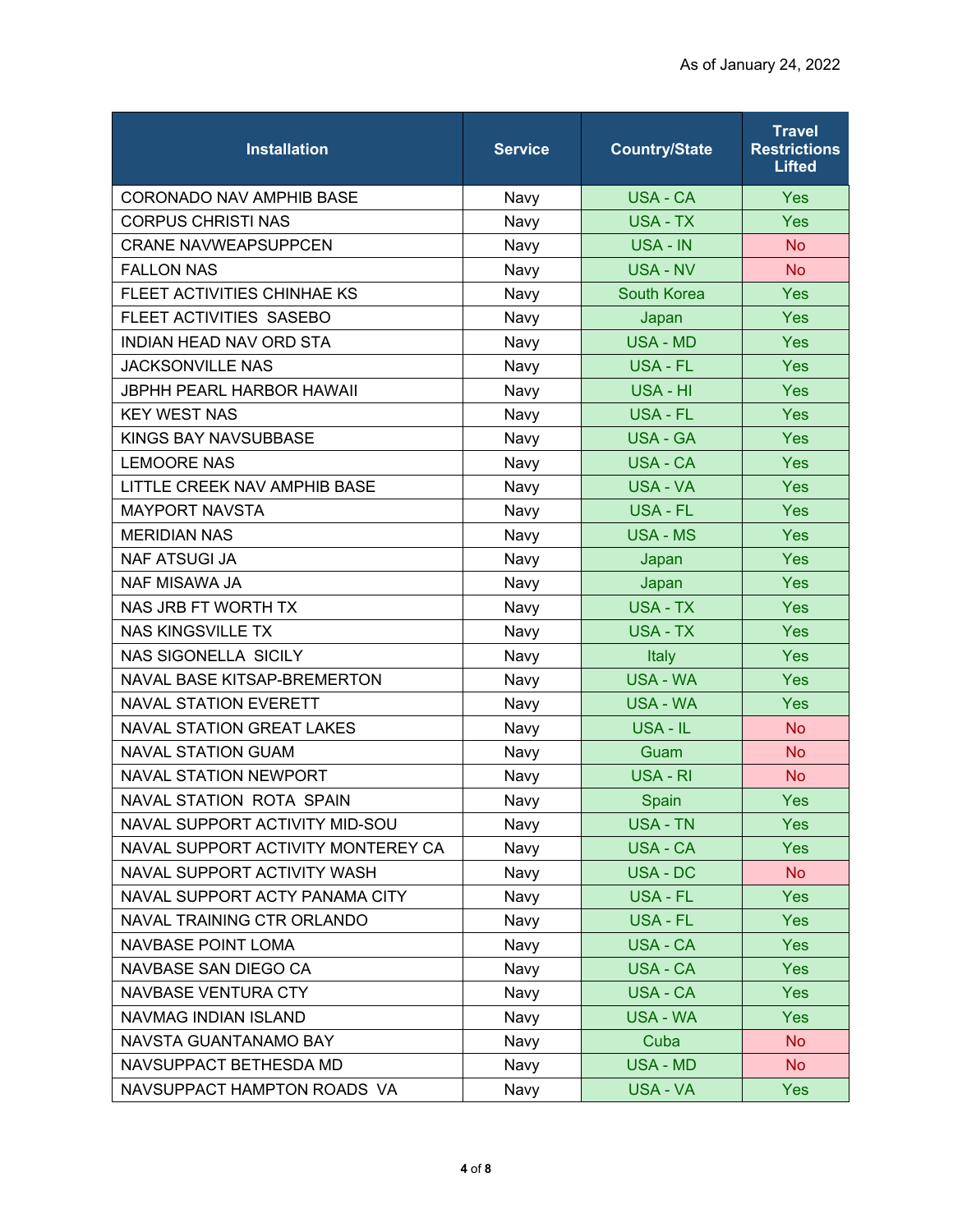As of January 24, 2022

| Installation | Service | Country/State | Travel Restrictions Lifted |
|---|---|---|---|
| CORONADO NAV AMPHIB BASE | Navy | USA - CA | Yes |
| CORPUS CHRISTI NAS | Navy | USA - TX | Yes |
| CRANE NAVWEAPSUPPCEN | Navy | USA - IN | No |
| FALLON NAS | Navy | USA - NV | No |
| FLEET ACTIVITIES CHINHAE KS | Navy | South Korea | Yes |
| FLEET ACTIVITIES SASEBO | Navy | Japan | Yes |
| INDIAN HEAD NAV ORD STA | Navy | USA - MD | Yes |
| JACKSONVILLE NAS | Navy | USA - FL | Yes |
| JBPHH PEARL HARBOR HAWAII | Navy | USA - HI | Yes |
| KEY WEST NAS | Navy | USA - FL | Yes |
| KINGS BAY NAVSUBBASE | Navy | USA - GA | Yes |
| LEMOORE NAS | Navy | USA - CA | Yes |
| LITTLE CREEK NAV AMPHIB BASE | Navy | USA - VA | Yes |
| MAYPORT NAVSTA | Navy | USA - FL | Yes |
| MERIDIAN NAS | Navy | USA - MS | Yes |
| NAF ATSUGI JA | Navy | Japan | Yes |
| NAF MISAWA JA | Navy | Japan | Yes |
| NAS JRB FT WORTH TX | Navy | USA - TX | Yes |
| NAS KINGSVILLE TX | Navy | USA - TX | Yes |
| NAS SIGONELLA SICILY | Navy | Italy | Yes |
| NAVAL BASE KITSAP-BREMERTON | Navy | USA - WA | Yes |
| NAVAL STATION EVERETT | Navy | USA - WA | Yes |
| NAVAL STATION GREAT LAKES | Navy | USA - IL | No |
| NAVAL STATION GUAM | Navy | Guam | No |
| NAVAL STATION NEWPORT | Navy | USA - RI | No |
| NAVAL STATION ROTA SPAIN | Navy | Spain | Yes |
| NAVAL SUPPORT ACTIVITY MID-SOU | Navy | USA - TN | Yes |
| NAVAL SUPPORT ACTIVITY MONTEREY CA | Navy | USA - CA | Yes |
| NAVAL SUPPORT ACTIVITY WASH | Navy | USA - DC | No |
| NAVAL SUPPORT ACTY PANAMA CITY | Navy | USA - FL | Yes |
| NAVAL TRAINING CTR ORLANDO | Navy | USA - FL | Yes |
| NAVBASE POINT LOMA | Navy | USA - CA | Yes |
| NAVBASE SAN DIEGO CA | Navy | USA - CA | Yes |
| NAVBASE VENTURA CTY | Navy | USA - CA | Yes |
| NAVMAG INDIAN ISLAND | Navy | USA - WA | Yes |
| NAVSTA GUANTANAMO BAY | Navy | Cuba | No |
| NAVSUPPACT BETHESDA MD | Navy | USA - MD | No |
| NAVSUPPACT HAMPTON ROADS VA | Navy | USA - VA | Yes |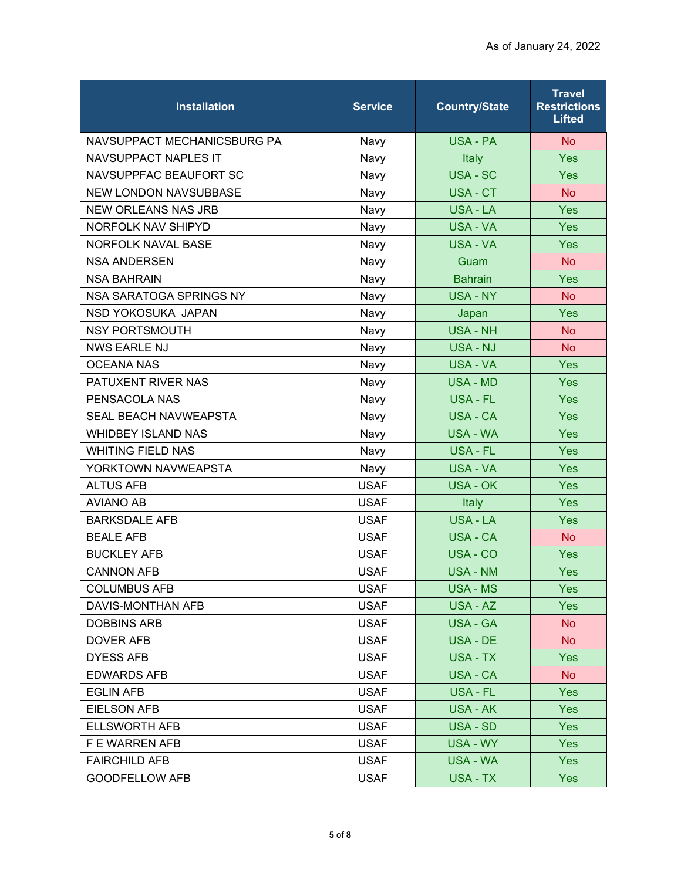As of January 24, 2022

| Installation | Service | Country/State | Travel Restrictions Lifted |
|---|---|---|---|
| NAVSUPPACT MECHANICSBURG PA | Navy | USA - PA | No |
| NAVSUPPACT NAPLES IT | Navy | Italy | Yes |
| NAVSUPPFAC BEAUFORT SC | Navy | USA - SC | Yes |
| NEW LONDON NAVSUBBASE | Navy | USA - CT | No |
| NEW ORLEANS NAS JRB | Navy | USA - LA | Yes |
| NORFOLK NAV SHIPYD | Navy | USA - VA | Yes |
| NORFOLK NAVAL BASE | Navy | USA - VA | Yes |
| NSA ANDERSEN | Navy | Guam | No |
| NSA BAHRAIN | Navy | Bahrain | Yes |
| NSA SARATOGA SPRINGS NY | Navy | USA - NY | No |
| NSD YOKOSUKA JAPAN | Navy | Japan | Yes |
| NSY PORTSMOUTH | Navy | USA - NH | No |
| NWS EARLE NJ | Navy | USA - NJ | No |
| OCEANA NAS | Navy | USA - VA | Yes |
| PATUXENT RIVER NAS | Navy | USA - MD | Yes |
| PENSACOLA NAS | Navy | USA - FL | Yes |
| SEAL BEACH NAVWEAPSTA | Navy | USA - CA | Yes |
| WHIDBEY ISLAND NAS | Navy | USA - WA | Yes |
| WHITING FIELD NAS | Navy | USA - FL | Yes |
| YORKTOWN NAVWEAPSTA | Navy | USA - VA | Yes |
| ALTUS AFB | USAF | USA - OK | Yes |
| AVIANO AB | USAF | Italy | Yes |
| BARKSDALE AFB | USAF | USA - LA | Yes |
| BEALE AFB | USAF | USA - CA | No |
| BUCKLEY AFB | USAF | USA - CO | Yes |
| CANNON AFB | USAF | USA - NM | Yes |
| COLUMBUS AFB | USAF | USA - MS | Yes |
| DAVIS-MONTHAN AFB | USAF | USA - AZ | Yes |
| DOBBINS ARB | USAF | USA - GA | No |
| DOVER AFB | USAF | USA - DE | No |
| DYESS AFB | USAF | USA - TX | Yes |
| EDWARDS AFB | USAF | USA - CA | No |
| EGLIN AFB | USAF | USA - FL | Yes |
| EIELSON AFB | USAF | USA - AK | Yes |
| ELLSWORTH AFB | USAF | USA - SD | Yes |
| F E WARREN AFB | USAF | USA - WY | Yes |
| FAIRCHILD AFB | USAF | USA - WA | Yes |
| GOODFELLOW AFB | USAF | USA - TX | Yes |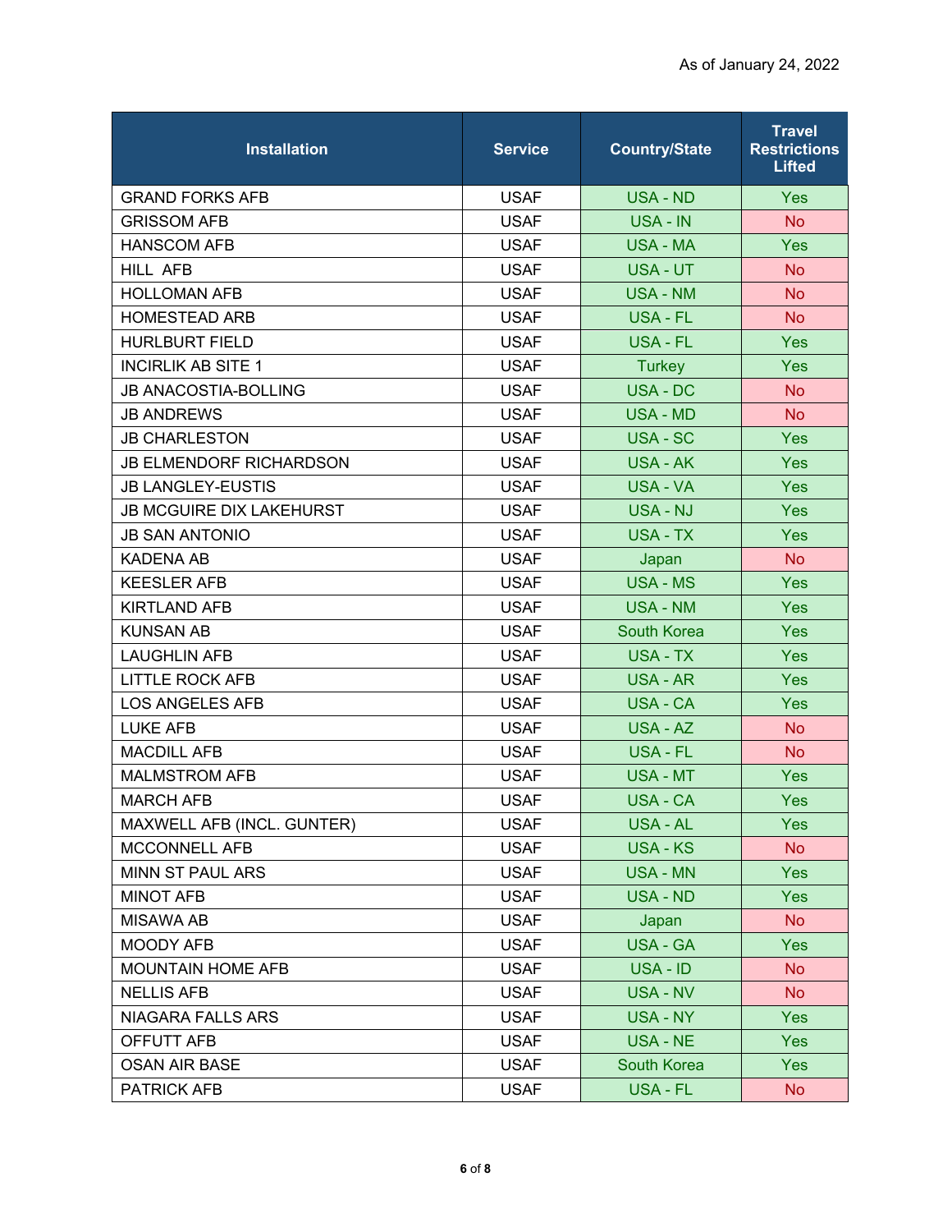As of January 24, 2022

| Installation | Service | Country/State | Travel Restrictions Lifted |
| --- | --- | --- | --- |
| GRAND FORKS AFB | USAF | USA - ND | Yes |
| GRISSOM AFB | USAF | USA - IN | No |
| HANSCOM AFB | USAF | USA - MA | Yes |
| HILL AFB | USAF | USA - UT | No |
| HOLLOMAN AFB | USAF | USA - NM | No |
| HOMESTEAD ARB | USAF | USA - FL | No |
| HURLBURT FIELD | USAF | USA - FL | Yes |
| INCIRLIK AB SITE 1 | USAF | Turkey | Yes |
| JB ANACOSTIA-BOLLING | USAF | USA - DC | No |
| JB ANDREWS | USAF | USA - MD | No |
| JB CHARLESTON | USAF | USA - SC | Yes |
| JB ELMENDORF RICHARDSON | USAF | USA - AK | Yes |
| JB LANGLEY-EUSTIS | USAF | USA - VA | Yes |
| JB MCGUIRE DIX LAKEHURST | USAF | USA - NJ | Yes |
| JB SAN ANTONIO | USAF | USA - TX | Yes |
| KADENA AB | USAF | Japan | No |
| KEESLER AFB | USAF | USA - MS | Yes |
| KIRTLAND AFB | USAF | USA - NM | Yes |
| KUNSAN AB | USAF | South Korea | Yes |
| LAUGHLIN AFB | USAF | USA - TX | Yes |
| LITTLE ROCK AFB | USAF | USA - AR | Yes |
| LOS ANGELES AFB | USAF | USA - CA | Yes |
| LUKE AFB | USAF | USA - AZ | No |
| MACDILL AFB | USAF | USA - FL | No |
| MALMSTROM AFB | USAF | USA - MT | Yes |
| MARCH AFB | USAF | USA - CA | Yes |
| MAXWELL AFB (INCL. GUNTER) | USAF | USA - AL | Yes |
| MCCONNELL AFB | USAF | USA - KS | No |
| MINN ST PAUL ARS | USAF | USA - MN | Yes |
| MINOT AFB | USAF | USA - ND | Yes |
| MISAWA AB | USAF | Japan | No |
| MOODY AFB | USAF | USA - GA | Yes |
| MOUNTAIN HOME AFB | USAF | USA - ID | No |
| NELLIS AFB | USAF | USA - NV | No |
| NIAGARA FALLS ARS | USAF | USA - NY | Yes |
| OFFUTT AFB | USAF | USA - NE | Yes |
| OSAN AIR BASE | USAF | South Korea | Yes |
| PATRICK AFB | USAF | USA - FL | No |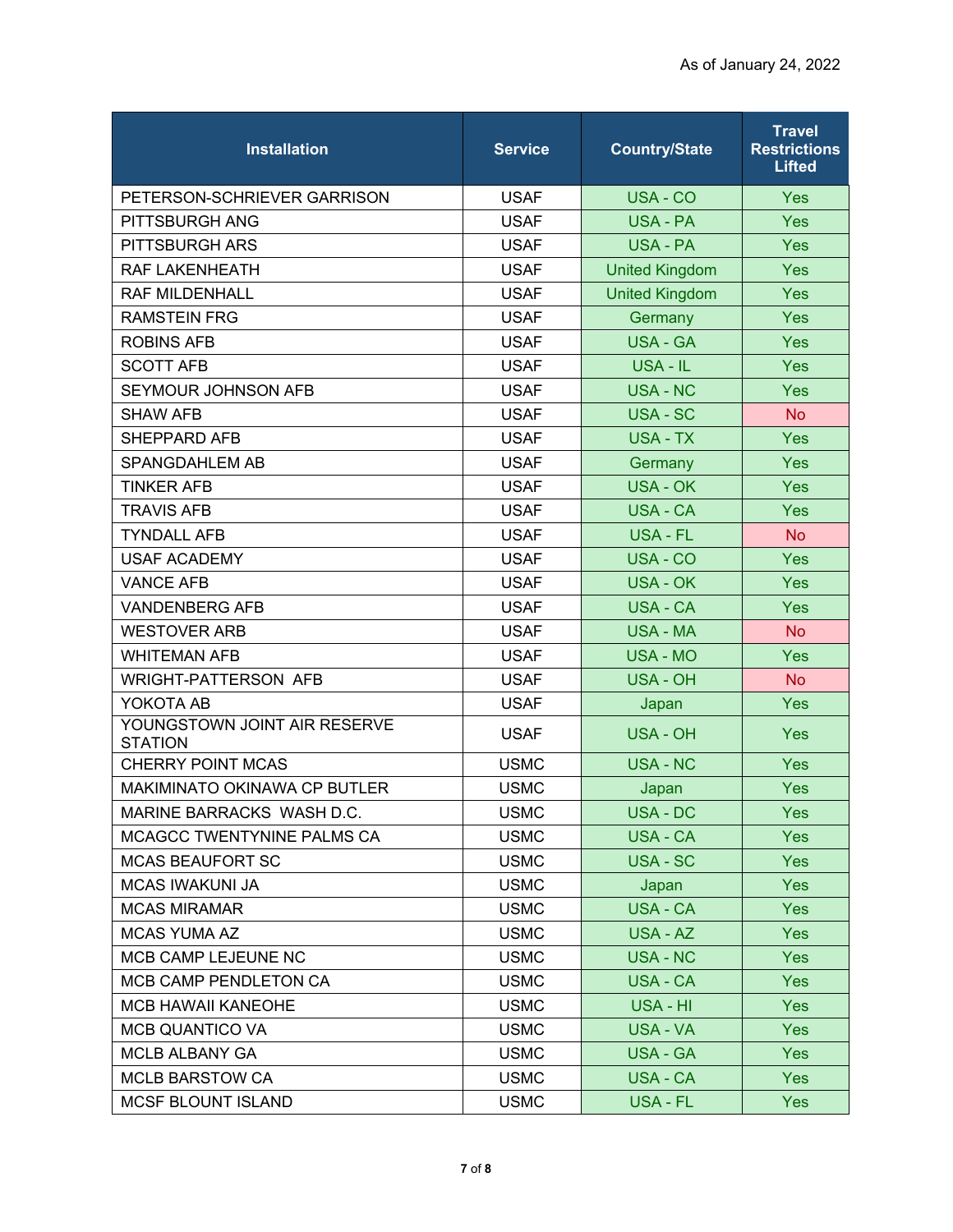As of January 24, 2022

| Installation | Service | Country/State | Travel Restrictions Lifted |
|---|---|---|---|
| PETERSON-SCHRIEVER GARRISON | USAF | USA - CO | Yes |
| PITTSBURGH ANG | USAF | USA - PA | Yes |
| PITTSBURGH ARS | USAF | USA - PA | Yes |
| RAF LAKENHEATH | USAF | United Kingdom | Yes |
| RAF MILDENHALL | USAF | United Kingdom | Yes |
| RAMSTEIN FRG | USAF | Germany | Yes |
| ROBINS AFB | USAF | USA - GA | Yes |
| SCOTT AFB | USAF | USA - IL | Yes |
| SEYMOUR JOHNSON AFB | USAF | USA - NC | Yes |
| SHAW AFB | USAF | USA - SC | No |
| SHEPPARD AFB | USAF | USA - TX | Yes |
| SPANGDAHLEM AB | USAF | Germany | Yes |
| TINKER AFB | USAF | USA - OK | Yes |
| TRAVIS AFB | USAF | USA - CA | Yes |
| TYNDALL AFB | USAF | USA - FL | No |
| USAF ACADEMY | USAF | USA - CO | Yes |
| VANCE AFB | USAF | USA - OK | Yes |
| VANDENBERG AFB | USAF | USA - CA | Yes |
| WESTOVER ARB | USAF | USA - MA | No |
| WHITEMAN AFB | USAF | USA - MO | Yes |
| WRIGHT-PATTERSON AFB | USAF | USA - OH | No |
| YOKOTA AB | USAF | Japan | Yes |
| YOUNGSTOWN JOINT AIR RESERVE STATION | USAF | USA - OH | Yes |
| CHERRY POINT MCAS | USMC | USA - NC | Yes |
| MAKIMINATO OKINAWA CP BUTLER | USMC | Japan | Yes |
| MARINE BARRACKS WASH D.C. | USMC | USA - DC | Yes |
| MCAGCC TWENTYNINE PALMS CA | USMC | USA - CA | Yes |
| MCAS BEAUFORT SC | USMC | USA - SC | Yes |
| MCAS IWAKUNI JA | USMC | Japan | Yes |
| MCAS MIRAMAR | USMC | USA - CA | Yes |
| MCAS YUMA AZ | USMC | USA - AZ | Yes |
| MCB CAMP LEJEUNE NC | USMC | USA - NC | Yes |
| MCB CAMP PENDLETON CA | USMC | USA - CA | Yes |
| MCB HAWAII KANEOHE | USMC | USA - HI | Yes |
| MCB QUANTICO VA | USMC | USA - VA | Yes |
| MCLB ALBANY GA | USMC | USA - GA | Yes |
| MCLB BARSTOW CA | USMC | USA - CA | Yes |
| MCSF BLOUNT ISLAND | USMC | USA - FL | Yes |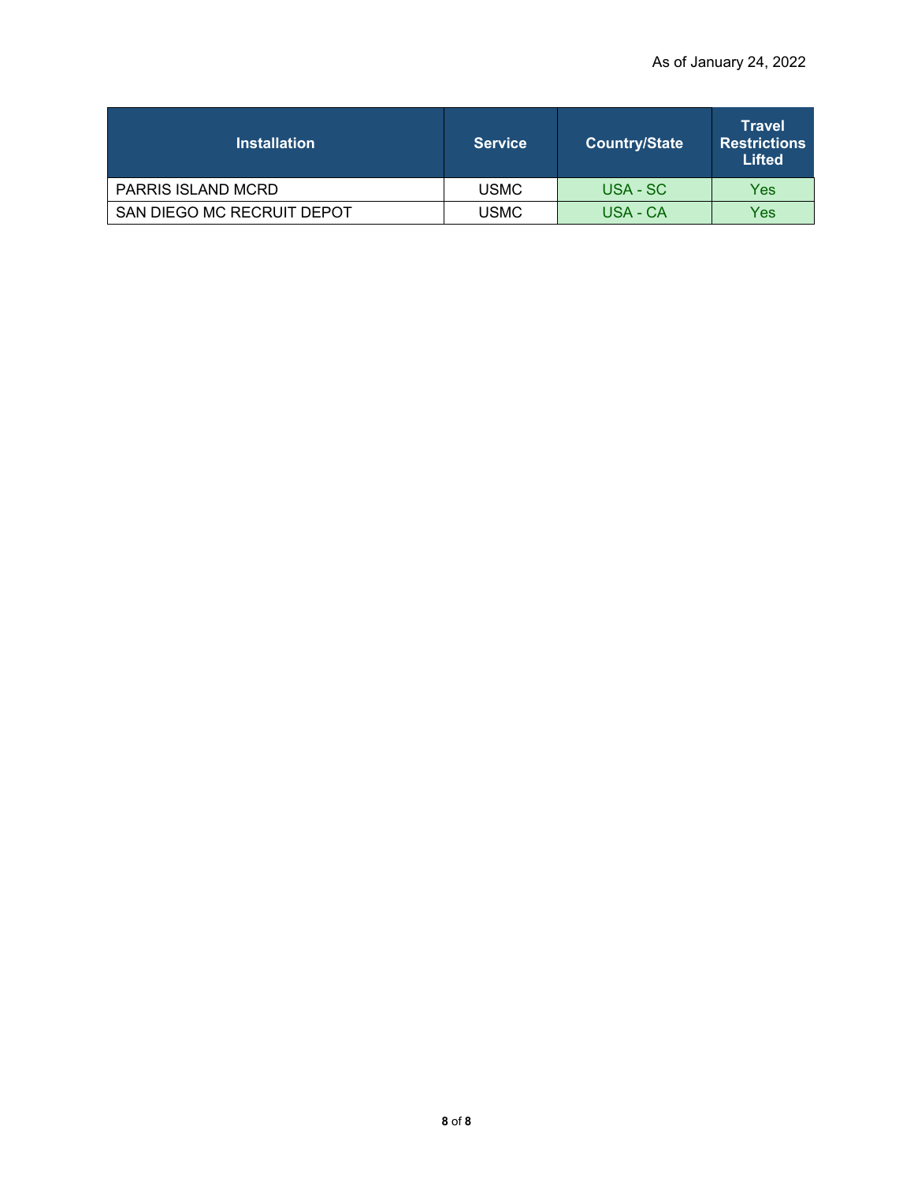As of January 24, 2022

| Installation | Service | Country/State | Travel Restrictions Lifted |
|---|---|---|---|
| PARRIS ISLAND MCRD | USMC | USA - SC | Yes |
| SAN DIEGO MC RECRUIT DEPOT | USMC | USA - CA | Yes |